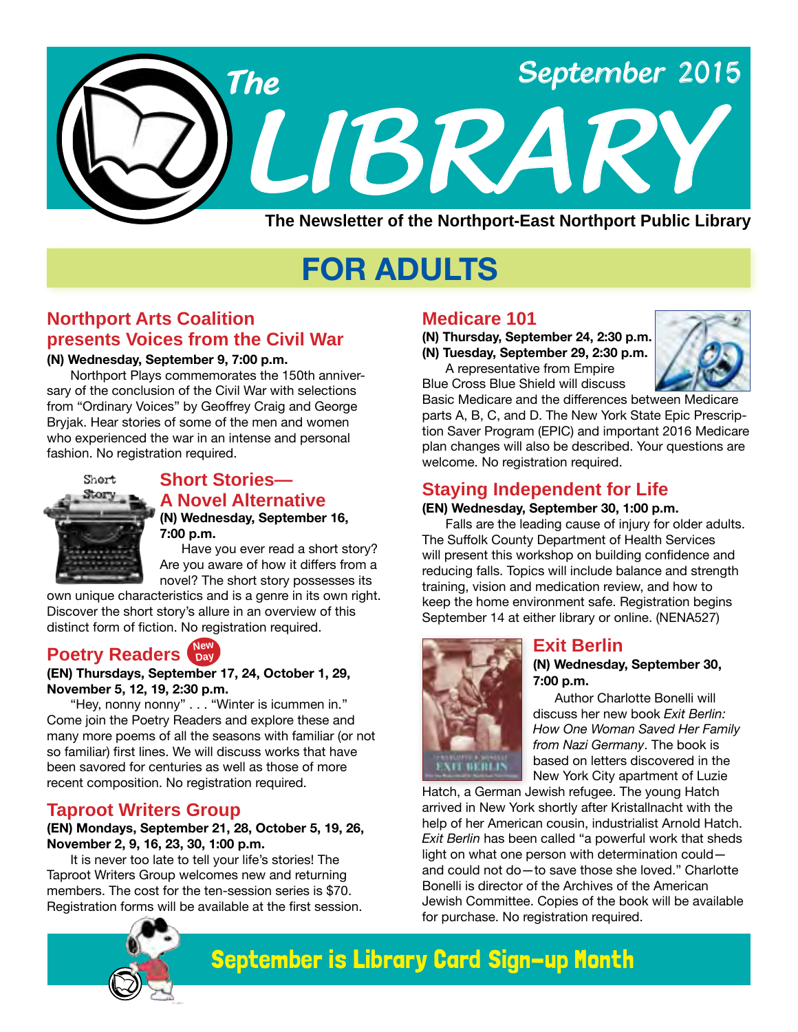# The LIBRARY

September 2015

**The Newsletter of the Northport-East Northport Public Library**

# FOR ADULTS

## Northport Arts Coalition presents Voices from the Civil War

**(N) Wednesday, September 9, 7:00 p.m.**

Northport Plays commemorates the 150th anniversary of the conclusion of the Civil War with selections from "Ordinary Voices" by Geoffrey Craig and George Bryjak. Hear stories of some of the men and women who experienced the war in an intense and personal fashion. No registration required.

## Short Stories—A Novel Alternative

**(N) Wednesday, September 16, 7:00 p.m.**

Have you ever read a short story? Are you aware of how it differs from a novel? The short story possesses its own unique characteristics and is a genre in its own right. Discover the short story's allure in an overview of this distinct form of fiction. No registration required.

## Poetry Readers (New Day)

**(EN) Thursdays, September 17, 24, October 1, 29, November 5, 12, 19, 2:30 p.m.**

"Hey, nonny nonny" . . . "Winter is icummen in." Come join the Poetry Readers and explore these and many more poems of all the seasons with familiar (or not so familiar) first lines. We will discuss works that have been savored for centuries as well as those of more recent composition. No registration required.

## Taproot Writers Group

**(EN) Mondays, September 21, 28, October 5, 19, 26, November 2, 9, 16, 23, 30, 1:00 p.m.**

It is never too late to tell your life's stories! The Taproot Writers Group welcomes new and returning members. The cost for the ten-session series is $70. Registration forms will be available at the first session.

## Medicare 101

**(N) Thursday, September 24, 2:30 p.m.**
**(N) Tuesday, September 29, 2:30 p.m.**

A representative from Empire Blue Cross Blue Shield will discuss Basic Medicare and the differences between Medicare parts A, B, C, and D. The New York State Epic Prescription Saver Program (EPIC) and important 2016 Medicare plan changes will also be described. Your questions are welcome. No registration required.

## Staying Independent for Life

**(EN) Wednesday, September 30, 1:00 p.m.**

Falls are the leading cause of injury for older adults. The Suffolk County Department of Health Services will present this workshop on building confidence and reducing falls. Topics will include balance and strength training, vision and medication review, and how to keep the home environment safe. Registration begins September 14 at either library or online. (NENA527)

## Exit Berlin

**(N) Wednesday, September 30, 7:00 p.m.**

Author Charlotte Bonelli will discuss her new book *Exit Berlin: How One Woman Saved Her Family from Nazi Germany*. The book is based on letters discovered in the New York City apartment of Luzie Hatch, a German Jewish refugee. The young Hatch arrived in New York shortly after Kristallnacht with the help of her American cousin, industrialist Arnold Hatch. *Exit Berlin* has been called "a powerful work that sheds light on what one person with determination could—and could not do—to save those she loved." Charlotte Bonelli is director of the Archives of the American Jewish Committee. Copies of the book will be available for purchase. No registration required.

**September is Library Card Sign-up Month**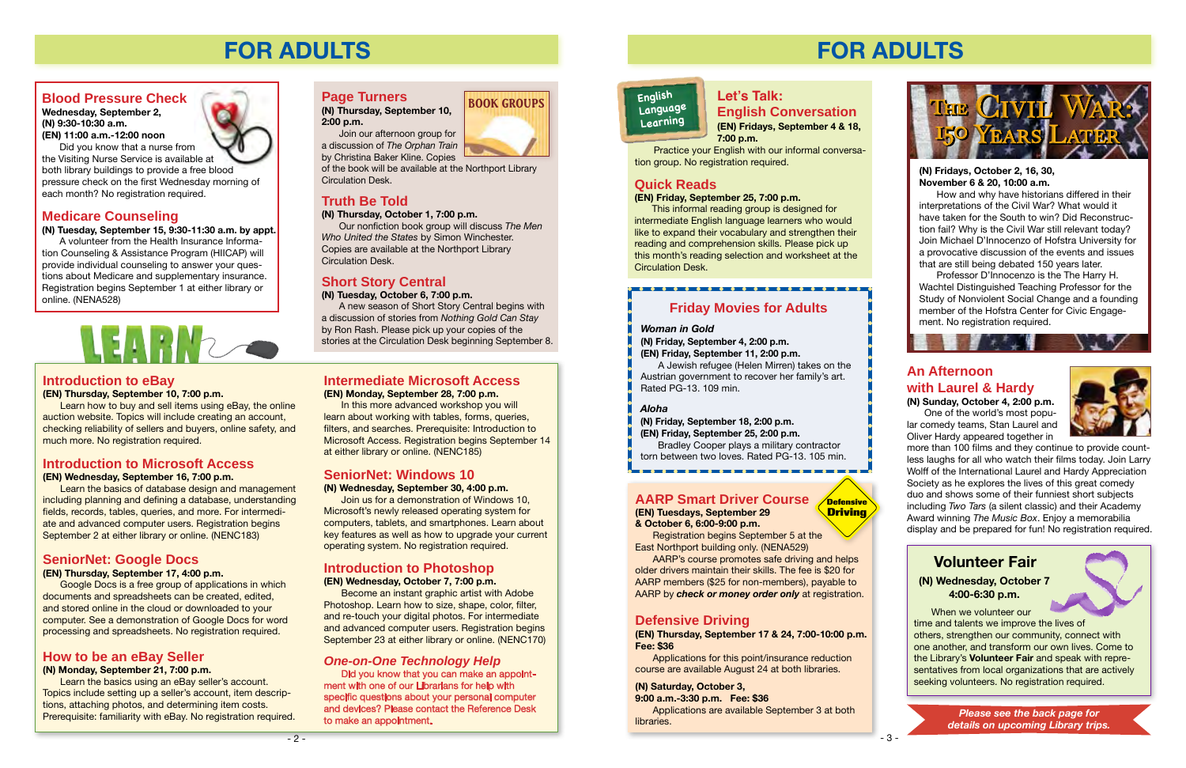# FOR ADULTS

## Blood Pressure Check

**Wednesday, September 2,**
**(N) 9:30-10:30 a.m.**
**(EN) 11:00 a.m.-12:00 noon**

Did you know that a nurse from the Visiting Nurse Service is available at both library buildings to provide a free blood pressure check on the first Wednesday morning of each month? No registration required.

## Medicare Counseling

**(N) Tuesday, September 15, 9:30-11:30 a.m. by appt.**

A volunteer from the Health Insurance Information Counseling & Assistance Program (HIICAP) will provide individual counseling to answer your questions about Medicare and supplementary insurance. Registration begins September 1 at either library or online. (NENA528)

## Page Turners

BOOK GROUPS

**(N) Thursday, September 10, 2:00 p.m.**

Join our afternoon group for a discussion of *The Orphan Train* by Christina Baker Kline. Copies of the book will be available at the Northport Library Circulation Desk.

## Truth Be Told

**(N) Thursday, October 1, 7:00 p.m.**

Our nonfiction book group will discuss *The Men Who United the States* by Simon Winchester. Copies are available at the Northport Library Circulation Desk.

## Short Story Central

**(N) Tuesday, October 6, 7:00 p.m.**

A new season of Short Story Central begins with a discussion of stories from *Nothing Gold Can Stay* by Ron Rash. Please pick up your copies of the stories at the Circulation Desk beginning September 8.

# LEARN

## Introduction to eBay

**(EN) Thursday, September 10, 7:00 p.m.**

Learn how to buy and sell items using eBay, the online auction website. Topics will include creating an account, checking reliability of sellers and buyers, online safety, and much more. No registration required.

## Introduction to Microsoft Access

**(EN) Wednesday, September 16, 7:00 p.m.**

Learn the basics of database design and management including planning and defining a database, understanding fields, records, tables, queries, and more. For intermediate and advanced computer users. Registration begins September 2 at either library or online. (NENC183)

## SeniorNet: Google Docs

**(EN) Thursday, September 17, 4:00 p.m.**

Google Docs is a free group of applications in which documents and spreadsheets can be created, edited, and stored online in the cloud or downloaded to your computer. See a demonstration of Google Docs for word processing and spreadsheets. No registration required.

## How to be an eBay Seller

**(N) Monday, September 21, 7:00 p.m.**

Learn the basics using an eBay seller's account. Topics include setting up a seller's account, item descriptions, attaching photos, and determining item costs. Prerequisite: familiarity with eBay. No registration required.

## Intermediate Microsoft Access

**(EN) Monday, September 28, 7:00 p.m.**

In this more advanced workshop you will learn about working with tables, forms, queries, filters, and searches. Prerequisite: Introduction to Microsoft Access. Registration begins September 14 at either library or online. (NENC185)

## SeniorNet: Windows 10

**(N) Wednesday, September 30, 4:00 p.m.**

Join us for a demonstration of Windows 10, Microsoft's newly released operating system for computers, tablets, and smartphones. Learn about key features as well as how to upgrade your current operating system. No registration required.

## Introduction to Photoshop

**(EN) Wednesday, October 7, 7:00 p.m.**

Become an instant graphic artist with Adobe Photoshop. Learn how to size, shape, color, filter, and re-touch your digital photos. For intermediate and advanced computer users. Registration begins September 23 at either library or online. (NENC170)

## *One-on-One Technology Help*

Did you know that you can make an appointment with one of our Librarians for help with specific questions about your personal computer and devices? Please contact the Reference Desk to make an appointment.

# FOR ADULTS

English Language Learning

## Let's Talk: English Conversation

**(EN) Fridays, September 4 & 18, 7:00 p.m.**

Practice your English with our informal conversation group. No registration required.

## Quick Reads

**(EN) Friday, September 25, 7:00 p.m.**

This informal reading group is designed for intermediate English language learners who would like to expand their vocabulary and strengthen their reading and comprehension skills. Please pick up this month's reading selection and worksheet at the Circulation Desk.

## Friday Movies for Adults

***Woman in Gold***
**(N) Friday, September 4, 2:00 p.m.**
**(EN) Friday, September 11, 2:00 p.m.**

A Jewish refugee (Helen Mirren) takes on the Austrian government to recover her family's art. Rated PG-13. 109 min.

***Aloha***
**(N) Friday, September 18, 2:00 p.m.**
**(EN) Friday, September 25, 2:00 p.m.**

Bradley Cooper plays a military contractor torn between two lovers. Rated PG-13. 105 min.

## AARP Smart Driver Course

Defensive Driving

**(EN) Tuesdays, September 29 & October 6, 6:00-9:00 p.m.**

Registration begins September 5 at the East Northport building only. (NENA529)

AARP's course promotes safe driving and helps older drivers maintain their skills. The fee is $20 for AARP members ($25 for non-members), payable to AARP by ***check or money order only*** at registration.

## Defensive Driving

**(EN) Thursday, September 17 & 24, 7:00-10:00 p.m.**
**Fee: $36**

Applications for this point/insurance reduction course are available August 24 at both libraries.

**(N) Saturday, October 3,**
**9:00 a.m.-3:30 p.m. Fee: $36**

Applications are available September 3 at both libraries.

## The Civil War: 150 Years Later

**(N) Fridays, October 2, 16, 30, November 6 & 20, 10:00 a.m.**

How and why have historians differed in their interpretations of the Civil War? What would it have taken for the South to win? Did Reconstruction fail? Why is the Civil War still relevant today? Join Michael D'Innocenzo of Hofstra University for a provocative discussion of the questions and issues that are still being debated 150 years later.

Professor D'Innocenzo is the The Harry H. Wachtel Distinguished Teaching Professor for the Study of Nonviolent Social Change and a founding member of the Hofstra Center for Civic Engagement. No registration required.

## An Afternoon with Laurel & Hardy

**(N) Sunday, October 4, 2:00 p.m.**

One of the world's most popular comedy teams, Stan Laurel and Oliver Hardy appeared together in more than 100 films and they continue to provide countless laughs for all who watch their films today. Join Larry Wolff of the International Laurel and Hardy Appreciation Society as he explores the lives of this great comedy duo and shows some of their funniest short subjects including *Two Tars* (a silent classic) and their Academy Award winning *The Music Box*. Enjoy a memorabilia display and be prepared for fun! No registration required.

## Volunteer Fair

**(N) Wednesday, October 7**
**4:00-6:30 p.m.**

When we volunteer our time and talents we improve the lives of others, strengthen our community, connect with one another, and transform our own lives. Come to the Library's **Volunteer Fair** and speak with representatives from local organizations that are actively seeking volunteers. No registration required.

*Please see the back page for details on upcoming Library trips.*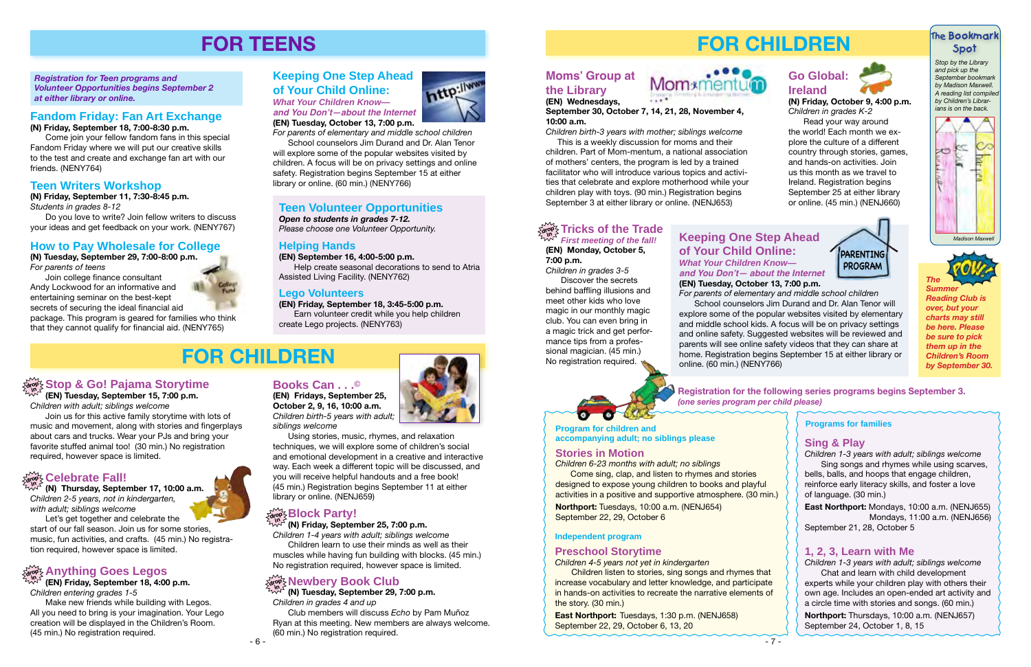# FOR TEENS

*Registration for Teen programs and Volunteer Opportunities begins September 2 at either library or online.*

## Fandom Friday: Fan Art Exchange

**(N) Friday, September 18, 7:00-8:30 p.m.**

Come join your fellow fandom fans in this special Fandom Friday where we will put our creative skills to the test and create and exchange fan art with our friends. (NENY764)

## Teen Writers Workshop

**(N) Friday, September 11, 7:30-8:45 p.m.**

*Students in grades 8-12*

Do you love to write? Join fellow writers to discuss your ideas and get feedback on your work. (NENY767)

## How to Pay Wholesale for College

**(N) Tuesday, September 29, 7:00-8:00 p.m.**

*For parents of teens*

Join college finance consultant Andy Lockwood for an informative and entertaining seminar on the best-kept secrets of securing the ideal financial aid package. This program is geared for families who think that they cannot qualify for financial aid. (NENY765)

## Keeping One Step Ahead of Your Child Online:

***What Your Children Know—and You Don't—about the Internet***

**(EN) Tuesday, October 13, 7:00 p.m.**

*For parents of elementary and middle school children*

School counselors Jim Durand and Dr. Alan Tenor will explore some of the popular websites visited by children. A focus will be on privacy settings and online safety. Registration begins September 15 at either library or online. (60 min.) (NENY766)

## Teen Volunteer Opportunities

***Open to students in grades 7-12.***

*Please choose one Volunteer Opportunity.*

### Helping Hands

**(EN) September 16, 4:00-5:00 p.m.**

Help create seasonal decorations to send to Atria Assisted Living Facility. (NENY762)

### Lego Volunteers

**(EN) Friday, September 18, 3:45-5:00 p.m.**

Earn volunteer credit while you help children create Lego projects. (NENY763)

# FOR CHILDREN

## Stop & Go! Pajama Storytime

**(EN) Tuesday, September 15, 7:00 p.m.**

*Children with adult; siblings welcome*

Join us for this active family storytime with lots of music and movement, along with stories and fingerplays about cars and trucks. Wear your PJs and bring your favorite stuffed animal too! (30 min.) No registration required, however space is limited.

## Celebrate Fall!

**(N) Thursday, September 17, 10:00 a.m.**

*Children 2-5 years, not in kindergarten, with adult; siblings welcome*

Let's get together and celebrate the start of our fall season. Join us for some stories, music, fun activities, and crafts. (45 min.) No registration required, however space is limited.

## Anything Goes Legos

**(EN) Friday, September 18, 4:00 p.m.**

*Children entering grades 1-5*

Make new friends while building with Legos. All you need to bring is your imagination. Your Lego creation will be displayed in the Children's Room. (45 min.) No registration required.

## Books Can . . .©

**(EN) Fridays, September 25, October 2, 9, 16, 10:00 a.m.**

*Children birth-5 years with adult; siblings welcome*

Using stories, music, rhymes, and relaxation techniques, we will explore some of children's social and emotional development in a creative and interactive way. Each week a different topic will be discussed, and you will receive helpful handouts and a free book! (45 min.) Registration begins September 11 at either library or online. (NENJ659)

## Block Party!

**(N) Friday, September 25, 7:00 p.m.**

*Children 1-4 years with adult; siblings welcome*

Children learn to use their minds as well as their muscles while having fun building with blocks. (45 min.) No registration required, however space is limited.

## Newbery Book Club

**(N) Tuesday, September 29, 7:00 p.m.**

*Children in grades 4 and up*

Club members will discuss *Echo* by Pam Muñoz Ryan at this meeting. New members are always welcome. (60 min.) No registration required.

# FOR CHILDREN

## Moms' Group at the Library

**(EN) Wednesdays, September 30, October 7, 14, 21, 28, November 4, 10:00 a.m.**

*Children birth-3 years with mother; siblings welcome*

This is a weekly discussion for moms and their children. Part of Mom-mentum, a national association of mothers' centers, the program is led by a trained facilitator who will introduce various topics and activities that celebrate and explore motherhood while your children play with toys. (90 min.) Registration begins September 3 at either library or online. (NENJ653)

## Go Global: Ireland

**(N) Friday, October 9, 4:00 p.m.**

*Children in grades K-2*

Read your way around the world! Each month we explore the culture of a different country through stories, games, and hands-on activities. Join us this month as we travel to Ireland. Registration begins September 25 at either library or online. (45 min.) (NENJ660)

## The Bookmark Spot

*Stop by the Library and pick up the September bookmark by Madison Maxwell. A reading list compiled by Children's Librarians is on the back.*

Madison Maxwell

***The Summer Reading Club is over, but your charts may still be here. Please be sure to pick them up in the Children's Room by September 30.***

## Tricks of the Trade

***First meeting of the fall!***

**(EN) Monday, October 5, 7:00 p.m.**

*Children in grades 3-5*

Discover the secrets behind baffling illusions and meet other kids who love magic in our monthly magic club. You can even bring in a magic trick and get performance tips from a professional magician. (45 min.) No registration required.

## Keeping One Step Ahead of Your Child Online:

***What Your Children Know—and You Don't— about the Internet***

PARENTING PROGRAM

**(EN) Tuesday, October 13, 7:00 p.m.**

*For parents of elementary and middle school children*

School counselors Jim Durand and Dr. Alan Tenor will explore some of the popular websites visited by elementary and middle school kids. A focus will be on privacy settings and online safety. Suggested websites will be reviewed and parents will see online safety videos that they can share at home. Registration begins September 15 at either library or online. (60 min.) (NENY766)

**Registration for the following series programs begins September 3.** ***(one series program per child please)***

### Program for children and accompanying adult; no siblings please

## Stories in Motion

*Children 6-23 months with adult; no siblings*

Come sing, clap, and listen to rhymes and stories designed to expose young children to books and playful activities in a positive and supportive atmosphere. (30 min.)

**Northport:** Tuesdays, 10:00 a.m. (NENJ654)
September 22, 29, October 6

### Independent program

## Preschool Storytime

*Children 4-5 years not yet in kindergarten*

Children listen to stories, sing songs and rhymes that increase vocabulary and letter knowledge, and participate in hands-on activities to recreate the narrative elements of the story. (30 min.)

**East Northport:** Tuesdays, 1:30 p.m. (NENJ658)
September 22, 29, October 6, 13, 20

### Programs for families

## Sing & Play

*Children 1-3 years with adult; siblings welcome*

Sing songs and rhymes while using scarves, bells, balls, and hoops that engage children, reinforce early literacy skills, and foster a love of language. (30 min.)

**East Northport:** Mondays, 10:00 a.m. (NENJ655)
Mondays, 11:00 a.m. (NENJ656)
September 21, 28, October 5

## 1, 2, 3, Learn with Me

*Children 1-3 years with adult; siblings welcome*

Chat and learn with child development experts while your children play with others their own age. Includes an open-ended art activity and a circle time with stories and songs. (60 min.)

**Northport:** Thursdays, 10:00 a.m. (NENJ657)
September 24, October 1, 8, 15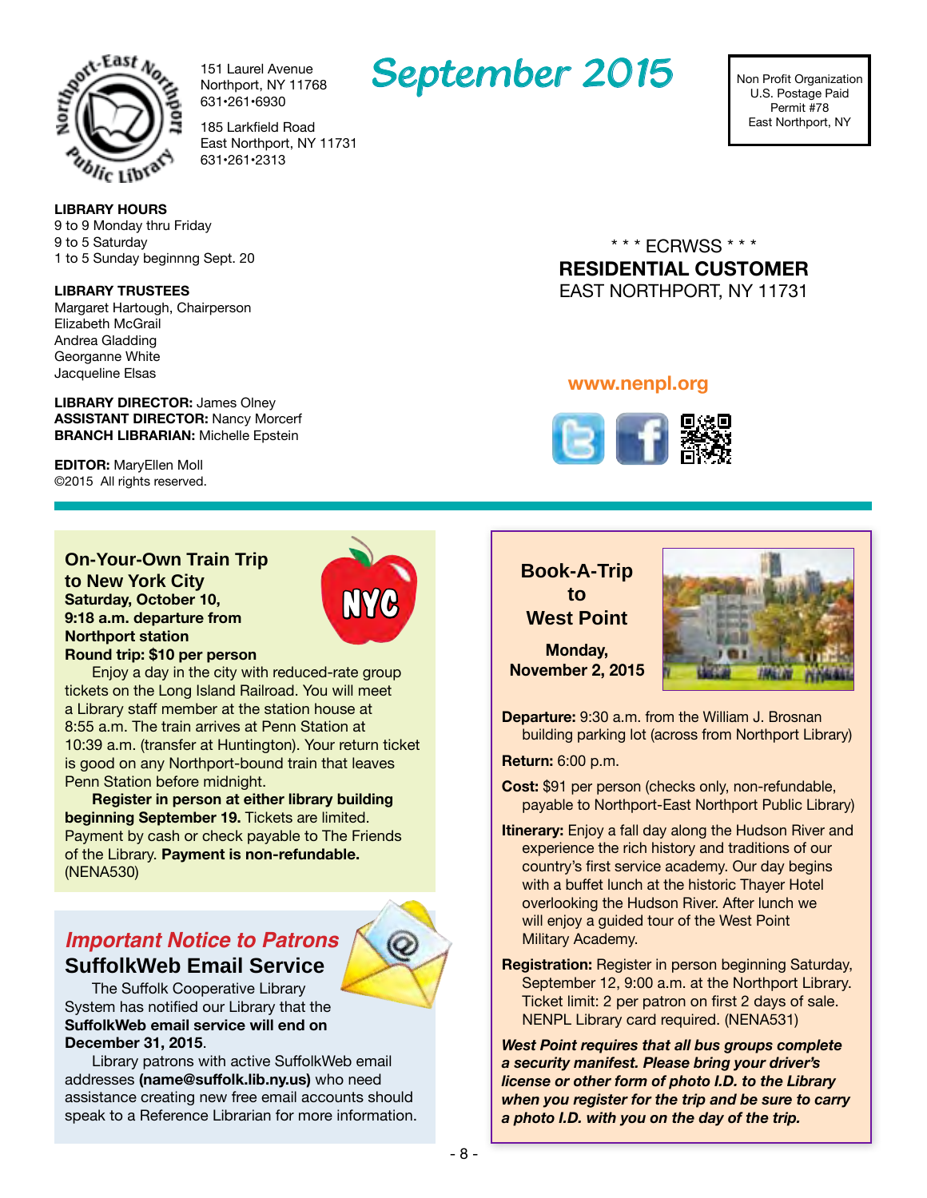151 Laurel Avenue
Northport, NY 11768
631•261•6930

185 Larkfield Road
East Northport, NY 11731
631•261•2313

# September 2015

Non Profit Organization
U.S. Postage Paid
Permit #78
East Northport, NY

**LIBRARY HOURS**
9 to 9 Monday thru Friday
9 to 5 Saturday
1 to 5 Sunday beginnng Sept. 20

**LIBRARY TRUSTEES**
Margaret Hartough, Chairperson
Elizabeth McGrail
Andrea Gladding
Georganne White
Jacqueline Elsas

**LIBRARY DIRECTOR:** James Olney
**ASSISTANT DIRECTOR:** Nancy Morcerf
**BRANCH LIBRARIAN:** Michelle Epstein

**EDITOR:** MaryEllen Moll
©2015 All rights reserved.

\* \* \* ECRWSS \* \* \*
**RESIDENTIAL CUSTOMER**
EAST NORTHPORT, NY 11731

**www.nenpl.org**

## On-Your-Own Train Trip to New York City

**Saturday, October 10, 9:18 a.m. departure from Northport station**
**Round trip: $10 per person**

Enjoy a day in the city with reduced-rate group tickets on the Long Island Railroad. You will meet a Library staff member at the station house at 8:55 a.m. The train arrives at Penn Station at 10:39 a.m. (transfer at Huntington). Your return ticket is good on any Northport-bound train that leaves Penn Station before midnight.

**Register in person at either library building beginning September 19.** Tickets are limited. Payment by cash or check payable to The Friends of the Library. **Payment is non-refundable.** (NENA530)

## *Important Notice to Patrons*
## SuffolkWeb Email Service

The Suffolk Cooperative Library System has notified our Library that the **SuffolkWeb email service will end on December 31, 2015**.

Library patrons with active SuffolkWeb email addresses **(name@suffolk.lib.ny.us)** who need assistance creating new free email accounts should speak to a Reference Librarian for more information.

## Book-A-Trip to West Point

**Monday, November 2, 2015**

**Departure:** 9:30 a.m. from the William J. Brosnan building parking lot (across from Northport Library)

**Return:** 6:00 p.m.

**Cost:** $91 per person (checks only, non-refundable, payable to Northport-East Northport Public Library)

**Itinerary:** Enjoy a fall day along the Hudson River and experience the rich history and traditions of our country's first service academy. Our day begins with a buffet lunch at the historic Thayer Hotel overlooking the Hudson River. After lunch we will enjoy a guided tour of the West Point Military Academy.

**Registration:** Register in person beginning Saturday, September 12, 9:00 a.m. at the Northport Library. Ticket limit: 2 per patron on first 2 days of sale. NENPL Library card required. (NENA531)

***West Point requires that all bus groups complete a security manifest. Please bring your driver's license or other form of photo I.D. to the Library when you register for the trip and be sure to carry a photo I.D. with you on the day of the trip.***